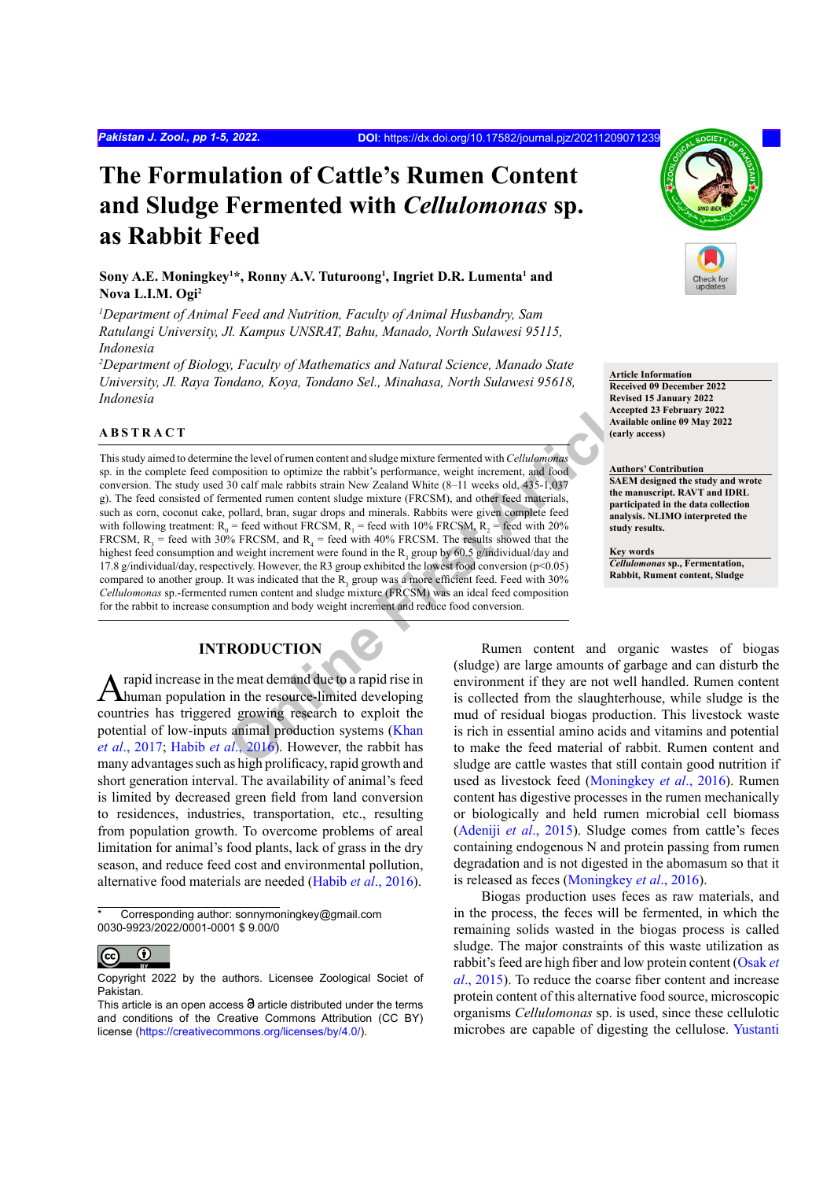# The Formulation of Cattle's Rumen Content and Sludge Fermented with *Cellulomonas* sp. as Rabbit Feed

**Sony A.E. Moningkey[1]*, Ronny A.V. Tuturoong[1], Ingriet D.R. Lumenta[1] and Nova L.I.M. Ogi[2]**

*[1]Department of Animal Feed and Nutrition, Faculty of Animal Husbandry, Sam Ratulangi University, Jl. Kampus UNSRAT, Bahu, Manado, North Sulawesi 95115, Indonesia*

*[2]Department of Biology, Faculty of Mathematics and Natural Science, Manado State University, Jl. Raya Tondano, Koya, Tondano Sel., Minahasa, North Sulawesi 95618, Indonesia*

**Article Information**
Received 09 December 2022
Revised 15 January 2022
Accepted 23 February 2022
Available online 09 May 2022 (early access)

**Authors' Contribution**
SAEM designed the study and wrote the manuscript. RAVT and IDRL participated in the data collection analysis. NLIMO interpreted the study results.

**Key words**
*Cellulomonas* sp., Fermentation, Rabbit, Rument content, Sludge

## ABSTRACT

This study aimed to determine the level of rumen content and sludge mixture fermented with *Cellulomonas* sp. in the complete feed composition to optimize the rabbit's performance, weight increment, and food conversion. The study used 30 calf male rabbits strain New Zealand White (8–11 weeks old, 435-1,037 g). The feed consisted of fermented rumen content sludge mixture (FRCSM), and other feed materials, such as corn, coconut cake, pollard, bran, sugar drops and minerals. Rabbits were given complete feed with following treatment: $R_0$ = feed without FRCSM, $R_1$ = feed with 10% FRCSM, $R_2$ = feed with 20% FRCSM, $R_3$ = feed with 30% FRCSM, and $R_4$ = feed with 40% FRCSM. The results showed that the highest feed consumption and weight increment were found in the $R_3$ group by 60.5 g/individual/day and 17.8 g/individual/day, respectively. However, the R3 group exhibited the lowest food conversion ($p<0.05$) compared to another group. It was indicated that the $R_3$ group was a more efficient feed. Feed with 30% *Cellulomonas* sp.-fermented rumen content and sludge mixture (FRCSM) was an ideal feed composition for the rabbit to increase consumption and body weight increment and reduce food conversion.

## INTRODUCTION

A rapid increase in the meat demand due to a rapid rise in human population in the resource-limited developing countries has triggered growing research to exploit the potential of low-inputs animal production systems (Khan *et al*., 2017; Habib *et al*., 2016). However, the rabbit has many advantages such as high prolificacy, rapid growth and short generation interval. The availability of animal's feed is limited by decreased green field from land conversion to residences, industries, transportation, etc., resulting from population growth. To overcome problems of areal limitation for animal's food plants, lack of grass in the dry season, and reduce feed cost and environmental pollution, alternative food materials are needed (Habib *et al*., 2016).

Rumen content and organic wastes of biogas (sludge) are large amounts of garbage and can disturb the environment if they are not well handled. Rumen content is collected from the slaughterhouse, while sludge is the mud of residual biogas production. This livestock waste is rich in essential amino acids and vitamins and potential to make the feed material of rabbit. Rumen content and sludge are cattle wastes that still contain good nutrition if used as livestock feed (Moningkey *et al*., 2016). Rumen content has digestive processes in the rumen mechanically or biologically and held rumen microbial cell biomass (Adeniji *et al*., 2015). Sludge comes from cattle's feces containing endogenous N and protein passing from rumen degradation and is not digested in the abomasum so that it is released as feces (Moningkey *et al*., 2016).

Biogas production uses feces as raw materials, and in the process, the feces will be fermented, in which the remaining solids wasted in the biogas process is called sludge. The major constraints of this waste utilization as rabbit's feed are high fiber and low protein content (Osak *et al*., 2015). To reduce the coarse fiber content and increase protein content of this alternative food source, microscopic organisms *Cellulomonas* sp. is used, since these cellulotic microbes are capable of digesting the cellulose. Yustanti

---

\* Corresponding author: sonnymoningkey@gmail.com
0030-9923/2022/0001-0001 $ 9.00/0

Copyright 2022 by the authors. Licensee Zoological Societ of Pakistan.
This article is an open access article distributed under the terms and conditions of the Creative Commons Attribution (CC BY) license (https://creativecommons.org/licenses/by/4.0/).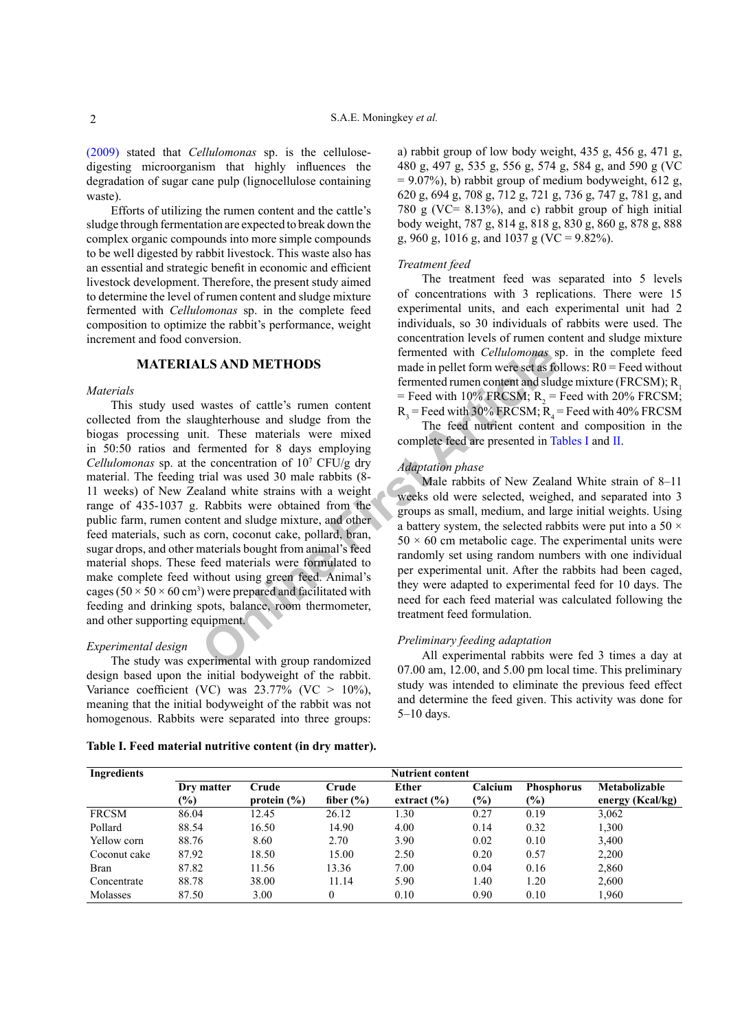(2009) stated that *Cellulomonas* sp. is the cellulose-digesting microorganism that highly influences the degradation of sugar cane pulp (lignocellulose containing waste).

Efforts of utilizing the rumen content and the cattle's sludge through fermentation are expected to break down the complex organic compounds into more simple compounds to be well digested by rabbit livestock. This waste also has an essential and strategic benefit in economic and efficient livestock development. Therefore, the present study aimed to determine the level of rumen content and sludge mixture fermented with *Cellulomonas* sp. in the complete feed composition to optimize the rabbit's performance, weight increment and food conversion.

## MATERIALS AND METHODS

### *Materials*

This study used wastes of cattle's rumen content collected from the slaughterhouse and sludge from the biogas processing unit. These materials were mixed in 50:50 ratios and fermented for 8 days employing *Cellulomonas* sp. at the concentration of $10^7$ CFU/g dry material. The feeding trial was used 30 male rabbits (8-11 weeks) of New Zealand white strains with a weight range of 435-1037 g. Rabbits were obtained from the public farm, rumen content and sludge mixture, and other feed materials, such as corn, coconut cake, pollard, bran, sugar drops, and other materials bought from animal's feed material shops. These feed materials were formulated to make complete feed without using green feed. Animal's cages ($50 \times 50 \times 60$ cm$^3$) were prepared and facilitated with feeding and drinking spots, balance, room thermometer, and other supporting equipment.

### *Experimental design*

The study was experimental with group randomized design based upon the initial bodyweight of the rabbit. Variance coefficient (VC) was 23.77% (VC > 10%), meaning that the initial bodyweight of the rabbit was not homogenous. Rabbits were separated into three groups: a) rabbit group of low body weight, 435 g, 456 g, 471 g, 480 g, 497 g, 535 g, 556 g, 574 g, 584 g, and 590 g (VC = 9.07%), b) rabbit group of medium bodyweight, 612 g, 620 g, 694 g, 708 g, 712 g, 721 g, 736 g, 747 g, 781 g, and 780 g (VC= 8.13%), and c) rabbit group of high initial body weight, 787 g, 814 g, 818 g, 830 g, 860 g, 878 g, 888 g, 960 g, 1016 g, and 1037 g (VC = 9.82%).

### *Treatment feed*

The treatment feed was separated into 5 levels of concentrations with 3 replications. There were 15 experimental units, and each experimental unit had 2 individuals, so 30 individuals of rabbits were used. The concentration levels of rumen content and sludge mixture fermented with *Cellulomonas* sp. in the complete feed made in pellet form were set as follows: R0 = Feed without fermented rumen content and sludge mixture (FRCSM); $R_1$ = Feed with 10% FRCSM; $R_2$ = Feed with 20% FRCSM; $R_3$ = Feed with 30% FRCSM; $R_4$ = Feed with 40% FRCSM

The feed nutrient content and composition in the complete feed are presented in Tables I and II.

### *Adaptation phase*

Male rabbits of New Zealand White strain of 8–11 weeks old were selected, weighed, and separated into 3 groups as small, medium, and large initial weights. Using a battery system, the selected rabbits were put into a $50 \times 50 \times 60$ cm metabolic cage. The experimental units were randomly set using random numbers with one individual per experimental unit. After the rabbits had been caged, they were adapted to experimental feed for 10 days. The need for each feed material was calculated following the treatment feed formulation.

### *Preliminary feeding adaptation*

All experimental rabbits were fed 3 times a day at 07.00 am, 12.00, and 5.00 pm local time. This preliminary study was intended to eliminate the previous feed effect and determine the feed given. This activity was done for 5–10 days.

**Table I. Feed material nutritive content (in dry matter).**

| Ingredients | Nutrient content | | | | | | |
|---|---|---|---|---|---|---|---|
| | Dry matter (%) | Crude protein (%) | Crude fiber (%) | Ether extract (%) | Calcium (%) | Phosphorus (%) | Metabolizable energy (Kcal/kg) |
| FRCSM | 86.04 | 12.45 | 26.12 | 1.30 | 0.27 | 0.19 | 3,062 |
| Pollard | 88.54 | 16.50 | 14.90 | 4.00 | 0.14 | 0.32 | 1,300 |
| Yellow corn | 88.76 | 8.60 | 2.70 | 3.90 | 0.02 | 0.10 | 3,400 |
| Coconut cake | 87.92 | 18.50 | 15.00 | 2.50 | 0.20 | 0.57 | 2,200 |
| Bran | 87.82 | 11.56 | 13.36 | 7.00 | 0.04 | 0.16 | 2,860 |
| Concentrate | 88.78 | 38.00 | 11.14 | 5.90 | 1.40 | 1.20 | 2,600 |
| Molasses | 87.50 | 3.00 | 0 | 0.10 | 0.90 | 0.10 | 1,960 |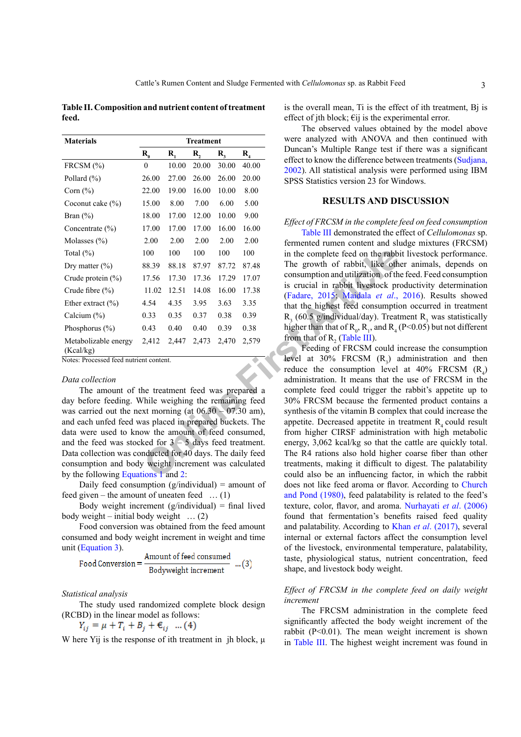**Table II. Composition and nutrient content of treatment feed.**

| Materials | Treatment | | | | |
|---|---|---|---|---|---|
| | $R_0$ | $R_1$ | $R_2$ | $R_3$ | $R_4$ |
| FRCSM (%) | 0 | 10.00 | 20.00 | 30.00 | 40.00 |
| Pollard (%) | 26.00 | 27.00 | 26.00 | 26.00 | 20.00 |
| Corn (%) | 22.00 | 19.00 | 16.00 | 10.00 | 8.00 |
| Coconut cake (%) | 15.00 | 8.00 | 7.00 | 6.00 | 5.00 |
| Bran (%) | 18.00 | 17.00 | 12.00 | 10.00 | 9.00 |
| Concentrate (%) | 17.00 | 17.00 | 17.00 | 16.00 | 16.00 |
| Molasses (%) | 2.00 | 2.00 | 2.00 | 2.00 | 2.00 |
| Total (%) | 100 | 100 | 100 | 100 | 100 |
| Dry matter (%) | 88.39 | 88.18 | 87.97 | 87.72 | 87.48 |
| Crude protein (%) | 17.56 | 17.30 | 17.36 | 17.29 | 17.07 |
| Crude fibre (%) | 11.02 | 12.51 | 14.08 | 16.00 | 17.38 |
| Ether extract (%) | 4.54 | 4.35 | 3.95 | 3.63 | 3.35 |
| Calcium (%) | 0.33 | 0.35 | 0.37 | 0.38 | 0.39 |
| Phosphorus (%) | 0.43 | 0.40 | 0.40 | 0.39 | 0.38 |
| Metabolizable energy (Kcal/kg) | 2,412 | 2,447 | 2,473 | 2,470 | 2,579 |

Notes: Processed feed nutrient content.

*Data collection*

The amount of the treatment feed was prepared a day before feeding. While weighing the remaining feed was carried out the next morning (at 06.30 – 07.30 am), and each unfed feed was placed in prepared buckets. The data were used to know the amount of feed consumed, and the feed was stocked for 3 – 5 days feed treatment. Data collection was conducted for 40 days. The daily feed consumption and body weight increment was calculated by the following Equations 1 and 2:

Daily feed consumption (g/individual) = amount of feed given – the amount of uneaten feed … (1)

Body weight increment (g/individual) = final lived body weight – initial body weight … (2)

Food conversion was obtained from the feed amount consumed and body weight increment in weight and time unit (Equation 3).

$$\text{Food Conversion} = \frac{\text{Amount of feed consumed}}{\text{Bodyweight Increment}} \quad ...(3)$$

*Statistical analysis*

The study used randomized complete block design (RCBD) in the linear model as follows:

$$Y_{ij} = \mu + T_i + B_j + \epsilon_{ij} \quad ...(4)$$

W here Yij is the response of ith treatment in jh block, µ is the overall mean, Ti is the effect of ith treatment, Bj is effect of jth block; €ij is the experimental error.

The observed values obtained by the model above were analyzed with ANOVA and then continued with Duncan's Multiple Range test if there was a significant effect to know the difference between treatments (Sudjana, 2002). All statistical analysis were performed using IBM SPSS Statistics version 23 for Windows.

## RESULTS AND DISCUSSION

*Effect of FRCSM in the complete feed on feed consumption*

Table III demonstrated the effect of *Cellulomonas* sp. fermented rumen content and sludge mixtures (FRCSM) in the complete feed on the rabbit livestock performance. The growth of rabbit, like other animals, depends on consumption and utilization of the feed. Feed consumption is crucial in rabbit livestock productivity determination (Fadare, 2015; Maidala *et al.*, 2016). Results showed that the highest feed consumption occurred in treatment $R_3$ (60.5 g/individual/day). Treatment $R_3$ was statistically higher than that of $R_0$, $R_1$, and $R_4$ ($P<0.05$) but not different from that of $R_2$ (Table III).

Feeding of FRCSM could increase the consumption level at 30% FRCSM ($R_3$) administration and then reduce the consumption level at 40% FRCSM ($R_4$) administration. It means that the use of FRCSM in the complete feed could trigger the rabbit's appetite up to 30% FRCSM because the fermented product contains a synthesis of the vitamin B complex that could increase the appetite. Decreased appetite in treatment $R_4$ could result from higher CIRSF administration with high metabolic energy, 3,062 kcal/kg so that the cattle are quickly total. The R4 rations also hold higher coarse fiber than other treatments, making it difficult to digest. The palatability could also be an influencing factor, in which the rabbit does not like feed aroma or flavor. According to Church and Pond (1980), feed palatability is related to the feed's texture, color, flavor, and aroma. Nurhayati *et al*. (2006) found that fermentation's benefits raised feed quality and palatability. According to Khan *et al*. (2017), several internal or external factors affect the consumption level of the livestock, environmental temperature, palatability, taste, physiological status, nutrient concentration, feed shape, and livestock body weight.

*Effect of FRCSM in the complete feed on daily weight increment*

The FRCSM administration in the complete feed significantly affected the body weight increment of the rabbit ($P<0.01$). The mean weight increment is shown in Table III. The highest weight increment was found in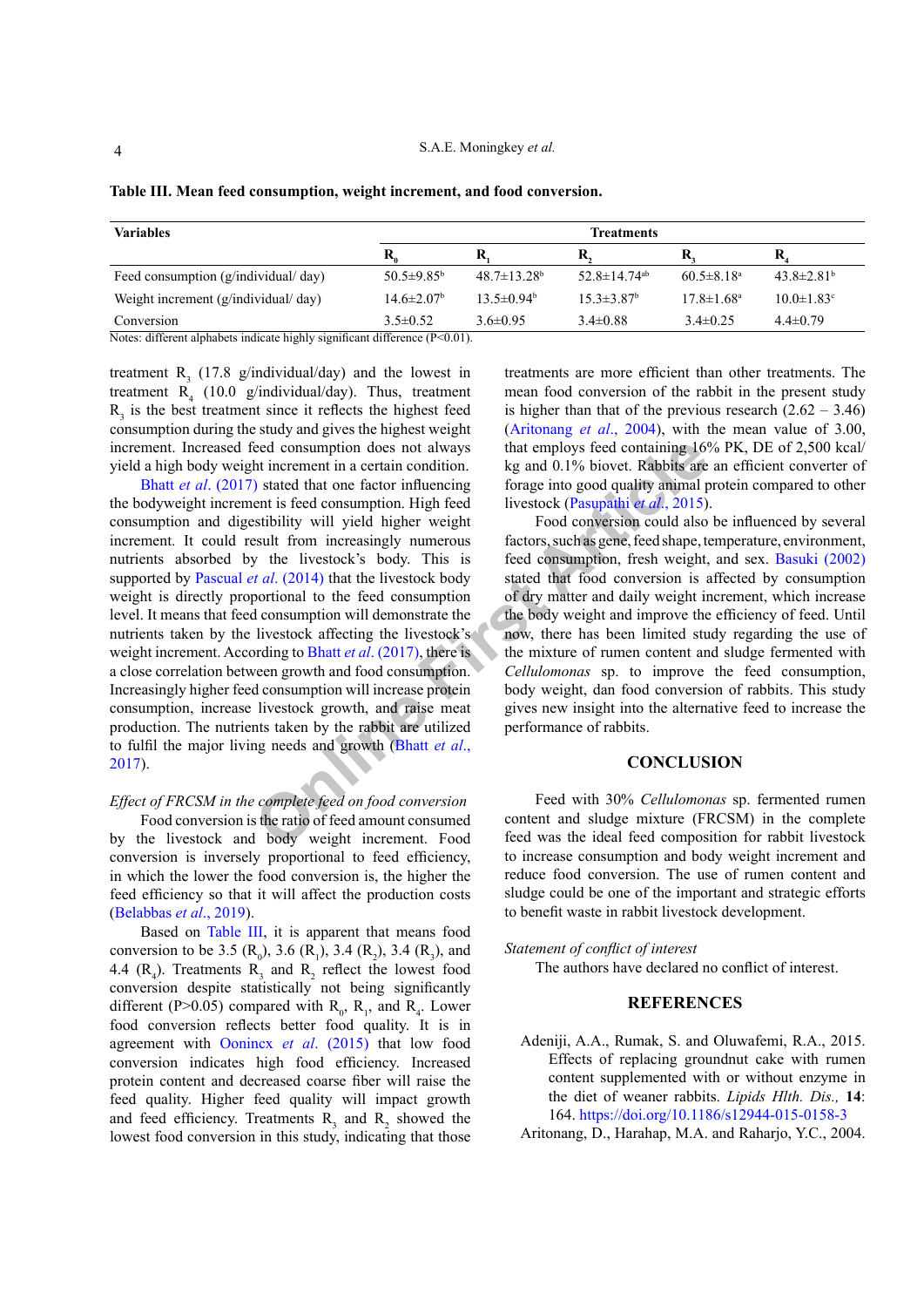**Table III. Mean feed consumption, weight increment, and food conversion.**

| Variables | Treatments | | | | |
|---|---|---|---|---|---|
| | $R_0$ | $R_1$ | $R_2$ | $R_3$ | $R_4$ |
| Feed consumption (g/individual/ day) | 50.5±9.85[b] | 48.7±13.28[b] | 52.8±14.74[ab] | 60.5±8.18[a] | 43.8±2.81[b] |
| Weight increment (g/individual/ day) | 14.6±2.07[b] | 13.5±0.94[b] | 15.3±3.87[b] | 17.8±1.68[a] | 10.0±1.83[c] |
| Conversion | 3.5±0.52 | 3.6±0.95 | 3.4±0.88 | 3.4±0.25 | 4.4±0.79 |

Notes: different alphabets indicate highly significant difference (P<0.01).

treatment $R_3$ (17.8 g/individual/day) and the lowest in treatment $R_4$ (10.0 g/individual/day). Thus, treatment $R_3$ is the best treatment since it reflects the highest feed consumption during the study and gives the highest weight increment. Increased feed consumption does not always yield a high body weight increment in a certain condition.

Bhatt *et al*. (2017) stated that one factor influencing the bodyweight increment is feed consumption. High feed consumption and digestibility will yield higher weight increment. It could result from increasingly numerous nutrients absorbed by the livestock's body. This is supported by Pascual *et al*. (2014) that the livestock body weight is directly proportional to the feed consumption level. It means that feed consumption will demonstrate the nutrients taken by the livestock affecting the livestock's weight increment. According to Bhatt *et al*. (2017), there is a close correlation between growth and food consumption. Increasingly higher feed consumption will increase protein consumption, increase livestock growth, and raise meat production. The nutrients taken by the rabbit are utilized to fulfil the major living needs and growth (Bhatt *et al*., 2017).

*Effect of FRCSM in the complete feed on food conversion*

Food conversion is the ratio of feed amount consumed by the livestock and body weight increment. Food conversion is inversely proportional to feed efficiency, in which the lower the food conversion is, the higher the feed efficiency so that it will affect the production costs (Belabbas *et al*., 2019).

Based on Table III, it is apparent that means food conversion to be 3.5 ($R_0$), 3.6 ($R_1$), 3.4 ($R_2$), 3.4 ($R_3$), and 4.4 ($R_4$). Treatments $R_3$ and $R_2$ reflect the lowest food conversion despite statistically not being significantly different (P>0.05) compared with $R_0$, $R_1$, and $R_4$. Lower food conversion reflects better food quality. It is in agreement with Oonincx *et al*. (2015) that low food conversion indicates high food efficiency. Increased protein content and decreased coarse fiber will raise the feed quality. Higher feed quality will impact growth and feed efficiency. Treatments $R_3$ and $R_2$ showed the lowest food conversion in this study, indicating that those treatments are more efficient than other treatments. The mean food conversion of the rabbit in the present study is higher than that of the previous research (2.62 – 3.46) (Aritonang *et al*., 2004), with the mean value of 3.00, that employs feed containing 16% PK, DE of 2,500 kcal/kg and 0.1% biovet. Rabbits are an efficient converter of forage into good quality animal protein compared to other livestock (Pasupathi *et al*., 2015).

Food conversion could also be influenced by several factors, such as gene, feed shape, temperature, environment, feed consumption, fresh weight, and sex. Basuki (2002) stated that food conversion is affected by consumption of dry matter and daily weight increment, which increase the body weight and improve the efficiency of feed. Until now, there has been limited study regarding the use of the mixture of rumen content and sludge fermented with *Cellulomonas* sp. to improve the feed consumption, body weight, dan food conversion of rabbits. This study gives new insight into the alternative feed to increase the performance of rabbits.

## CONCLUSION

Feed with 30% *Cellulomonas* sp. fermented rumen content and sludge mixture (FRCSM) in the complete feed was the ideal feed composition for rabbit livestock to increase consumption and body weight increment and reduce food conversion. The use of rumen content and sludge could be one of the important and strategic efforts to benefit waste in rabbit livestock development.

*Statement of conflict of interest*

The authors have declared no conflict of interest.

## REFERENCES

Adeniji, A.A., Rumak, S. and Oluwafemi, R.A., 2015. Effects of replacing groundnut cake with rumen content supplemented with or without enzyme in the diet of weaner rabbits. *Lipids Hlth. Dis.,* **14**: 164. https://doi.org/10.1186/s12944-015-0158-3

Aritonang, D., Harahap, M.A. and Raharjo, Y.C., 2004.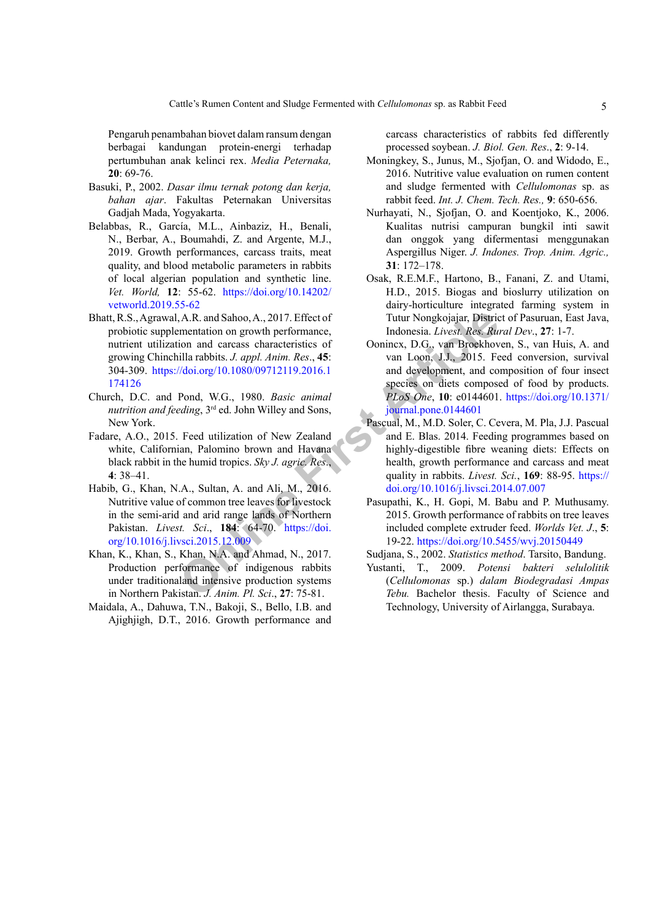Pengaruh penambahan biovet dalam ransum dengan berbagai kandungan protein-energi terhadap pertumbuhan anak kelinci rex. *Media Peternaka,* **20**: 69-76.

Basuki, P., 2002. *Dasar ilmu ternak potong dan kerja, bahan ajar*. Fakultas Peternakan Universitas Gadjah Mada, Yogyakarta.

Belabbas, R., García, M.L., Ainbaziz, H., Benali, N., Berbar, A., Boumahdi, Z. and Argente, M.J., 2019. Growth performances, carcass traits, meat quality, and blood metabolic parameters in rabbits of local algerian population and synthetic line. *Vet. World,* **12**: 55-62. https://doi.org/10.14202/vetworld.2019.55-62

Bhatt, R.S., Agrawal, A.R. and Sahoo, A., 2017. Effect of probiotic supplementation on growth performance, nutrient utilization and carcass characteristics of growing Chinchilla rabbits. *J. appl. Anim. Res*., **45**: 304-309. https://doi.org/10.1080/09712119.2016.1174126

Church, D.C. and Pond, W.G., 1980. *Basic animal nutrition and feeding*, 3rd ed. John Willey and Sons, New York.

Fadare, A.O., 2015. Feed utilization of New Zealand white, Californian, Palomino brown and Havana black rabbit in the humid tropics. *Sky J. agric. Res*., **4**: 38–41.

Habib, G., Khan, N.A., Sultan, A. and Ali, M., 2016. Nutritive value of common tree leaves for livestock in the semi-arid and arid range lands of Northern Pakistan. *Livest. Sci*., **184**: 64-70. https://doi.org/10.1016/j.livsci.2015.12.009

Khan, K., Khan, S., Khan, N.A. and Ahmad, N., 2017. Production performance of indigenous rabbits under traditionaland intensive production systems in Northern Pakistan. *J. Anim. Pl. Sci*., **27**: 75-81.

Maidala, A., Dahuwa, T.N., Bakoji, S., Bello, I.B. and Ajighjigh, D.T., 2016. Growth performance and carcass characteristics of rabbits fed differently processed soybean. *J. Biol. Gen. Res*., **2**: 9-14.

Moningkey, S., Junus, M., Sjofjan, O. and Widodo, E., 2016. Nutritive value evaluation on rumen content and sludge fermented with *Cellulomonas* sp. as rabbit feed. *Int. J. Chem. Tech. Res.,* **9**: 650-656.

Nurhayati, N., Sjofjan, O. and Koentjoko, K., 2006. Kualitas nutrisi campuran bungkil inti sawit dan onggok yang differentasi menggunakan Aspergillus Niger. *J. Indones. Trop. Anim. Agric.,* **31**: 172–178.

Osak, R.E.M.F., Hartono, B., Fanani, Z. and Utami, H.D., 2015. Biogas and bioslurry utilization on dairy-horticulture integrated farming system in Tutur Nongkojajar, District of Pasuruan, East Java, Indonesia. *Livest. Res. Rural Dev*., **27**: 1-7.

Oonincx, D.G., van Broekhoven, S., van Huis, A. and van Loon, J.J., 2015. Feed conversion, survival and development, and composition of four insect species on diets composed of food by products. *PLoS One*, **10**: e0144601. https://doi.org/10.1371/journal.pone.0144601

Pascual, M., M.D. Soler, C. Cevera, M. Pla, J.J. Pascual and E. Blas. 2014. Feeding programmes based on highly-digestible fibre weaning diets: Effects on health, growth performance and carcass and meat quality in rabbits. *Livest. Sci*., **169**: 88-95. https://doi.org/10.1016/j.livsci.2014.07.007

Pasupathi, K., H. Gopi, M. Babu and P. Muthusamy. 2015. Growth performance of rabbits on tree leaves included complete extruder feed. *Worlds Vet. J*., **5**: 19-22. https://doi.org/10.5455/wvj.20150449

Sudjana, S., 2002. *Statistics method*. Tarsito, Bandung.

Yustanti, T., 2009. *Potensi bakteri selulolitik* (*Cellulomonas* sp.) *dalam Biodegradasi Ampas Tebu.* Bachelor thesis. Faculty of Science and Technology, University of Airlangga, Surabaya.